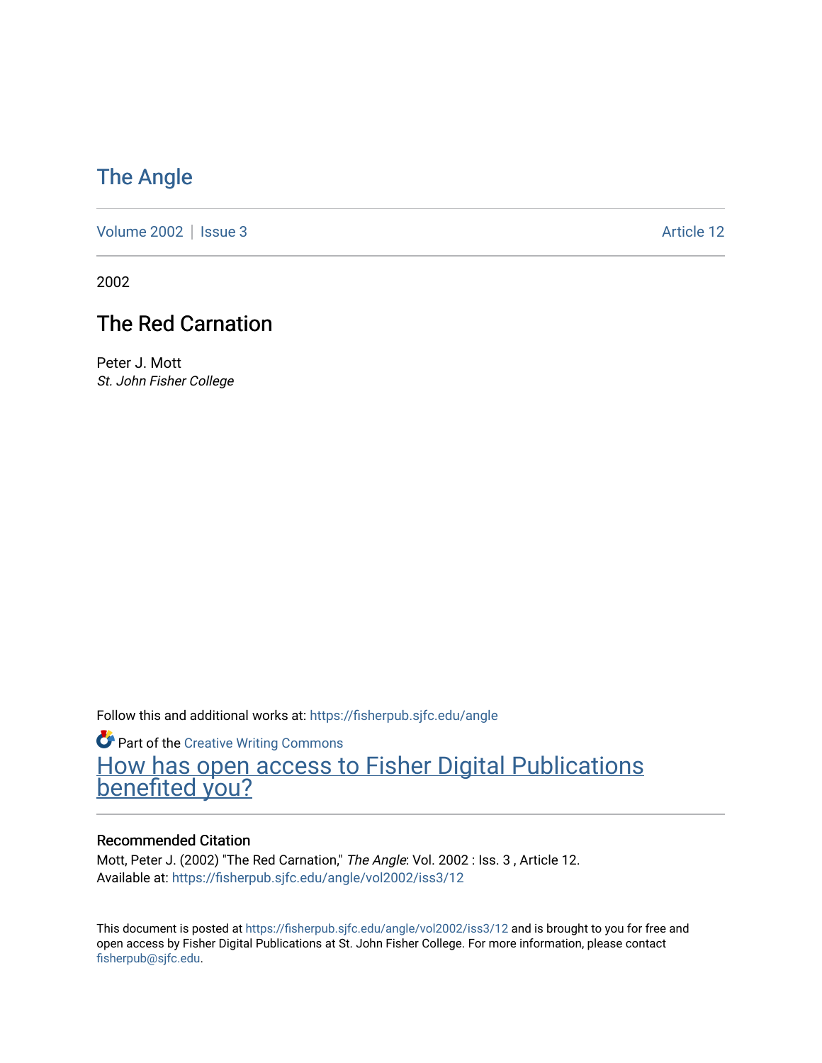# The Angle

Volume 2002 | Issue 3 Article 12

2002

## The Red Carnation

Peter J. Mott
*St. John Fisher College*

Follow this and additional works at: https://fisherpub.sjfc.edu/angle

Part of the Creative Writing Commons

How has open access to Fisher Digital Publications benefited you?

### Recommended Citation

Mott, Peter J. (2002) "The Red Carnation," *The Angle*: Vol. 2002 : Iss. 3 , Article 12.
Available at: https://fisherpub.sjfc.edu/angle/vol2002/iss3/12

This document is posted at https://fisherpub.sjfc.edu/angle/vol2002/iss3/12 and is brought to you for free and open access by Fisher Digital Publications at St. John Fisher College. For more information, please contact fisherpub@sjfc.edu.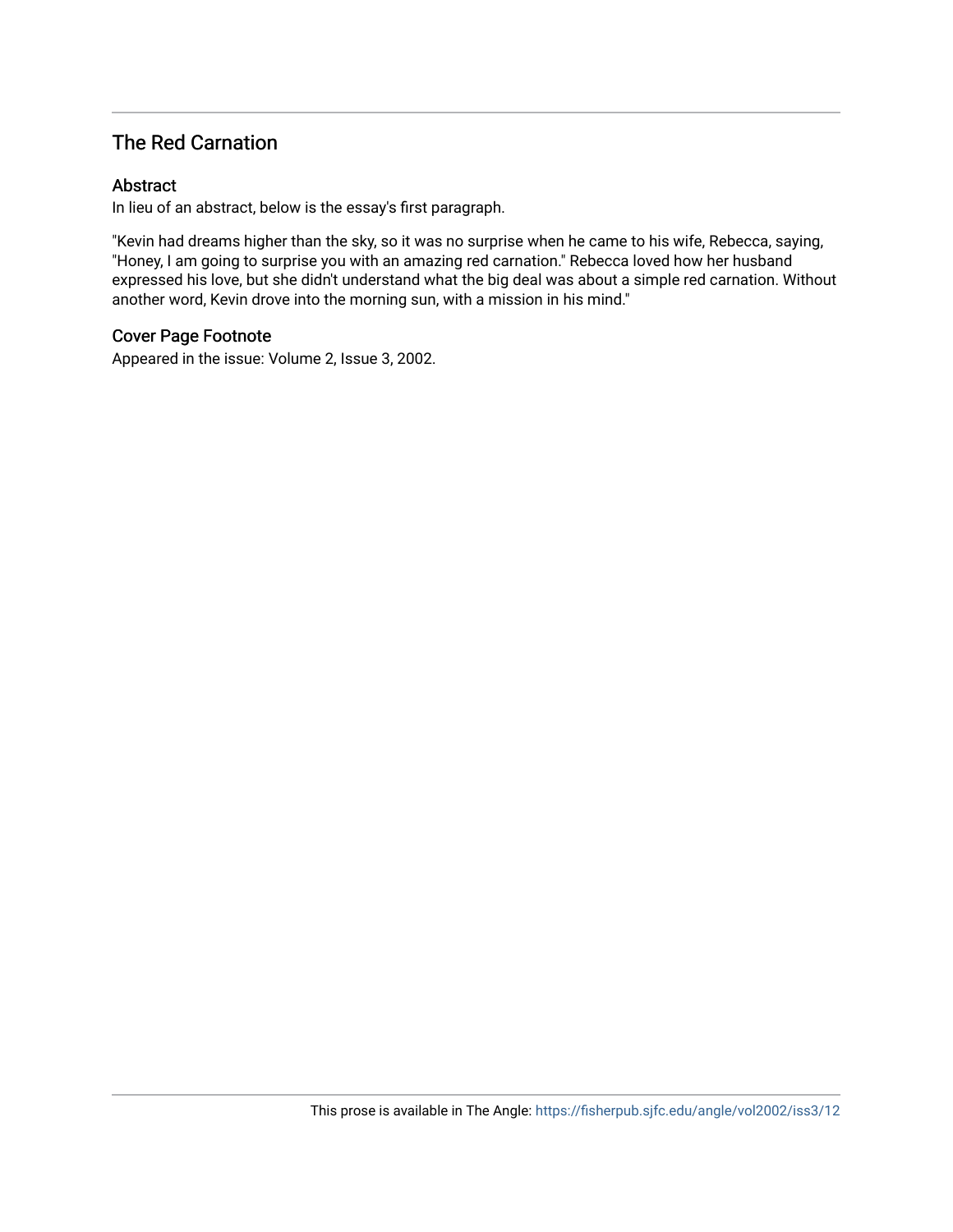## The Red Carnation

### Abstract

In lieu of an abstract, below is the essay's first paragraph.

"Kevin had dreams higher than the sky, so it was no surprise when he came to his wife, Rebecca, saying, "Honey, I am going to surprise you with an amazing red carnation." Rebecca loved how her husband expressed his love, but she didn't understand what the big deal was about a simple red carnation. Without another word, Kevin drove into the morning sun, with a mission in his mind."

### Cover Page Footnote

Appeared in the issue: Volume 2, Issue 3, 2002.

This prose is available in The Angle: https://fisherpub.sjfc.edu/angle/vol2002/iss3/12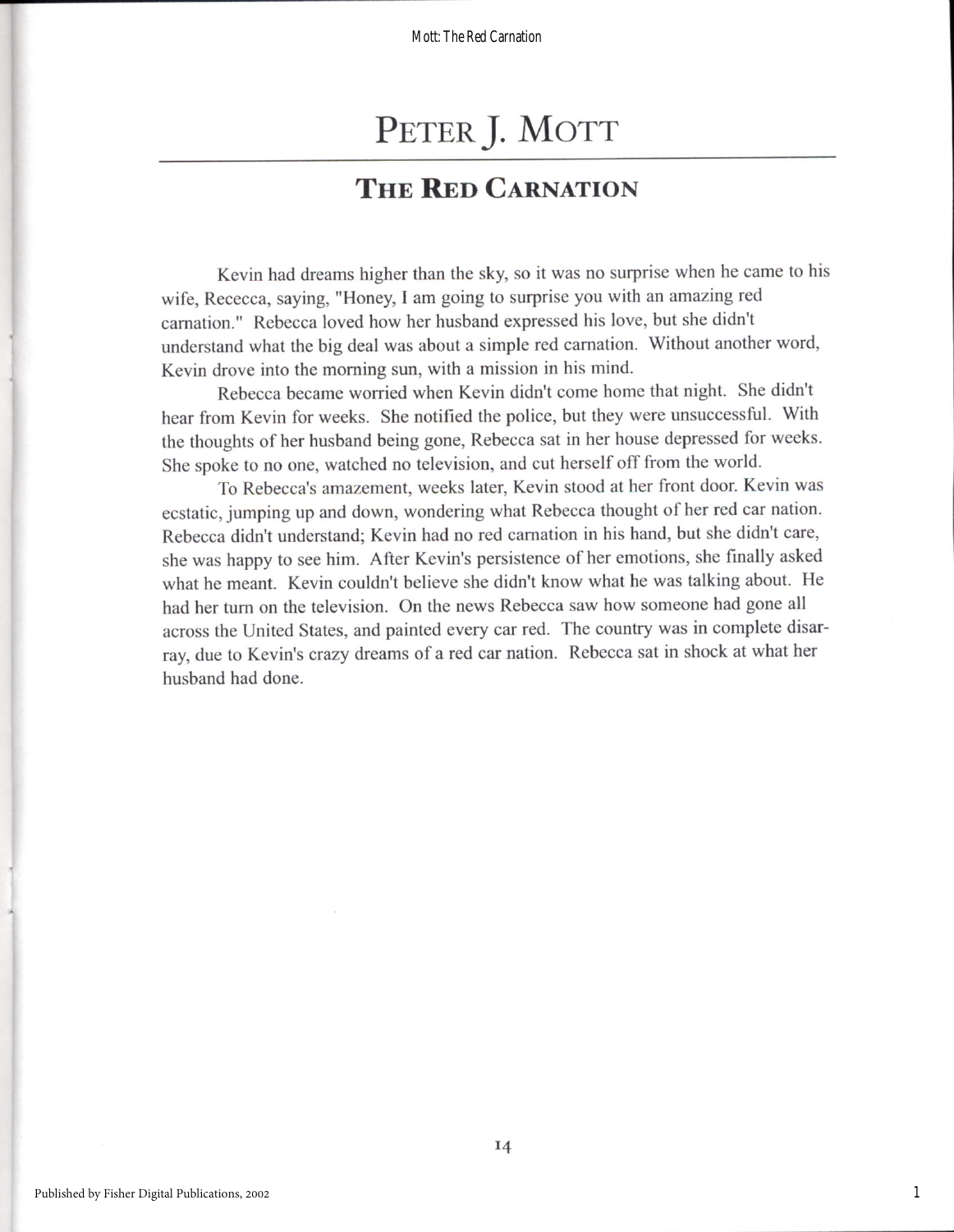# PETER J. MOTT

## THE RED CARNATION

Kevin had dreams higher than the sky, so it was no surprise when he came to his wife, Rececca, saying, "Honey, I am going to surprise you with an amazing red carnation." Rebecca loved how her husband expressed his love, but she didn't understand what the big deal was about a simple red carnation. Without another word, Kevin drove into the morning sun, with a mission in his mind.

Rebecca became worried when Kevin didn't come home that night. She didn't hear from Kevin for weeks. She notified the police, but they were unsuccessful. With the thoughts of her husband being gone, Rebecca sat in her house depressed for weeks. She spoke to no one, watched no television, and cut herself off from the world.

To Rebecca's amazement, weeks later, Kevin stood at her front door. Kevin was ecstatic, jumping up and down, wondering what Rebecca thought of her red car nation. Rebecca didn't understand; Kevin had no red carnation in his hand, but she didn't care, she was happy to see him. After Kevin's persistence of her emotions, she finally asked what he meant. Kevin couldn't believe she didn't know what he was talking about. He had her turn on the television. On the news Rebecca saw how someone had gone all across the United States, and painted every car red. The country was in complete disarray, due to Kevin's crazy dreams of a red car nation. Rebecca sat in shock at what her husband had done.